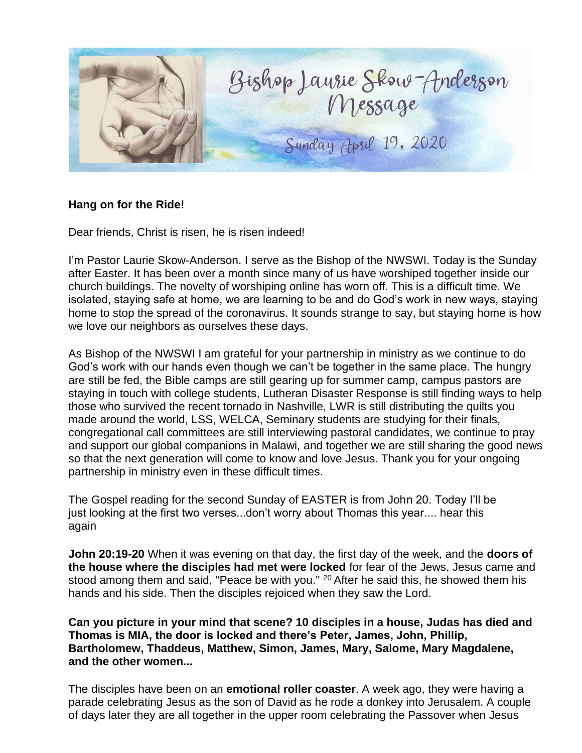Bishop Laurie Skow-Anderson Message

Sunday April 19, 2020

**Hang on for the Ride!**

Dear friends, Christ is risen, he is risen indeed!

I'm Pastor Laurie Skow-Anderson. I serve as the Bishop of the NWSWI. Today is the Sunday after Easter. It has been over a month since many of us have worshiped together inside our church buildings. The novelty of worshiping online has worn off. This is a difficult time. We isolated, staying safe at home, we are learning to be and do God's work in new ways, staying home to stop the spread of the coronavirus. It sounds strange to say, but staying home is how we love our neighbors as ourselves these days.

As Bishop of the NWSWI I am grateful for your partnership in ministry as we continue to do God's work with our hands even though we can't be together in the same place. The hungry are still be fed, the Bible camps are still gearing up for summer camp, campus pastors are staying in touch with college students, Lutheran Disaster Response is still finding ways to help those who survived the recent tornado in Nashville, LWR is still distributing the quilts you made around the world, LSS, WELCA, Seminary students are studying for their finals, congregational call committees are still interviewing pastoral candidates, we continue to pray and support our global companions in Malawi, and together we are still sharing the good news so that the next generation will come to know and love Jesus. Thank you for your ongoing partnership in ministry even in these difficult times.

The Gospel reading for the second Sunday of EASTER is from John 20. Today I'll be just looking at the first two verses...don't worry about Thomas this year.... hear this again

**John 20:19-20** When it was evening on that day, the first day of the week, and the **doors of the house where the disciples had met were locked** for fear of the Jews, Jesus came and stood among them and said, "Peace be with you." [20] After he said this, he showed them his hands and his side. Then the disciples rejoiced when they saw the Lord.

**Can you picture in your mind that scene? 10 disciples in a house, Judas has died and Thomas is MIA, the door is locked and there's Peter, James, John, Phillip, Bartholomew, Thaddeus, Matthew, Simon, James, Mary, Salome, Mary Magdalene, and the other women...**

The disciples have been on an **emotional roller coaster**. A week ago, they were having a parade celebrating Jesus as the son of David as he rode a donkey into Jerusalem. A couple of days later they are all together in the upper room celebrating the Passover when Jesus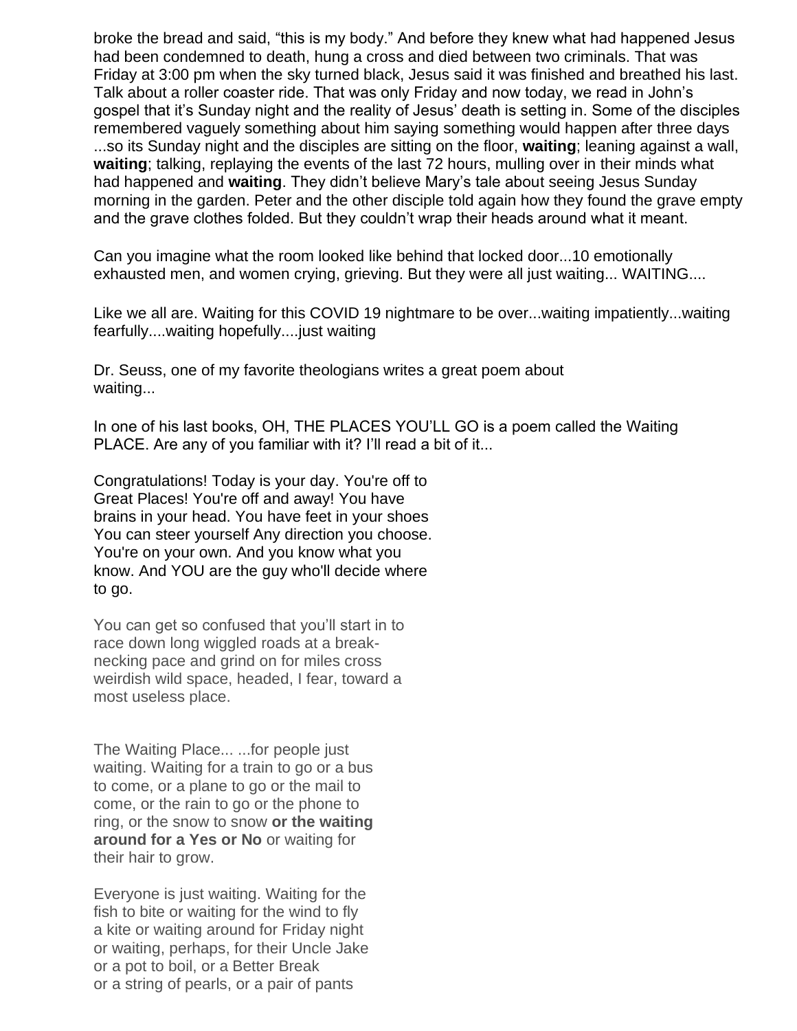broke the bread and said, "this is my body." And before they knew what had happened Jesus had been condemned to death, hung a cross and died between two criminals. That was Friday at 3:00 pm when the sky turned black, Jesus said it was finished and breathed his last. Talk about a roller coaster ride. That was only Friday and now today, we read in John's gospel that it's Sunday night and the reality of Jesus' death is setting in. Some of the disciples remembered vaguely something about him saying something would happen after three days ...so its Sunday night and the disciples are sitting on the floor, **waiting**; leaning against a wall, **waiting**; talking, replaying the events of the last 72 hours, mulling over in their minds what had happened and **waiting**. They didn't believe Mary's tale about seeing Jesus Sunday morning in the garden. Peter and the other disciple told again how they found the grave empty and the grave clothes folded. But they couldn't wrap their heads around what it meant.

Can you imagine what the room looked like behind that locked door...10 emotionally exhausted men, and women crying, grieving. But they were all just waiting... WAITING....

Like we all are. Waiting for this COVID 19 nightmare to be over...waiting impatiently...waiting fearfully....waiting hopefully....just waiting

Dr. Seuss, one of my favorite theologians writes a great poem about waiting...

In one of his last books, OH, THE PLACES YOU'LL GO is a poem called the Waiting PLACE. Are any of you familiar with it? I'll read a bit of it...

Congratulations! Today is your day. You're off to Great Places! You're off and away! You have brains in your head. You have feet in your shoes You can steer yourself Any direction you choose. You're on your own. And you know what you know. And YOU are the guy who'll decide where to go.

You can get so confused that you'll start in to race down long wiggled roads at a break-necking pace and grind on for miles cross weirdish wild space, headed, I fear, toward a most useless place.

The Waiting Place... ...for people just waiting. Waiting for a train to go or a bus to come, or a plane to go or the mail to come, or the rain to go or the phone to ring, or the snow to snow **or the waiting around for a Yes or No** or waiting for their hair to grow.

Everyone is just waiting. Waiting for the fish to bite or waiting for the wind to fly a kite or waiting around for Friday night or waiting, perhaps, for their Uncle Jake or a pot to boil, or a Better Break or a string of pearls, or a pair of pants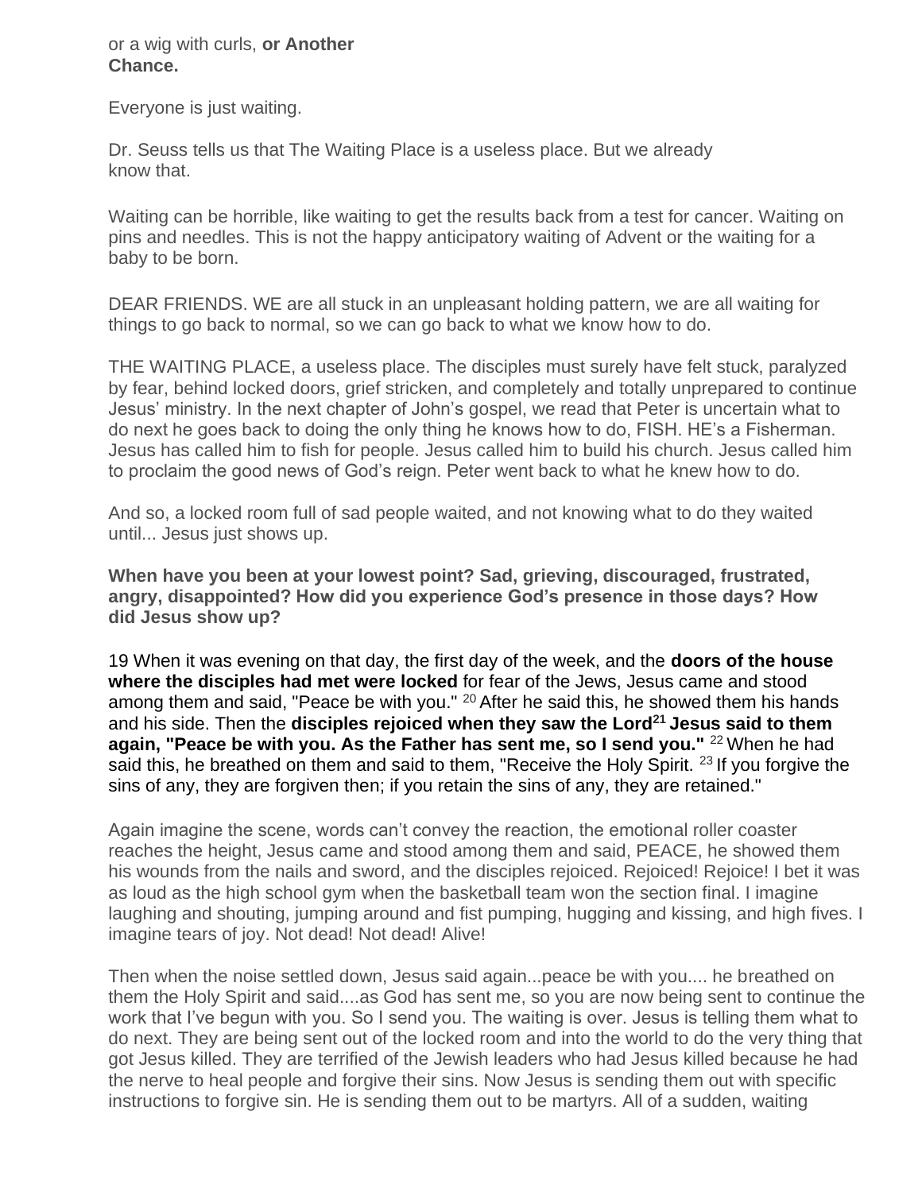or a wig with curls, **or Another Chance.**

Everyone is just waiting.

Dr. Seuss tells us that The Waiting Place is a useless place. But we already know that.

Waiting can be horrible, like waiting to get the results back from a test for cancer. Waiting on pins and needles. This is not the happy anticipatory waiting of Advent or the waiting for a baby to be born.

DEAR FRIENDS. WE are all stuck in an unpleasant holding pattern, we are all waiting for things to go back to normal, so we can go back to what we know how to do.

THE WAITING PLACE, a useless place. The disciples must surely have felt stuck, paralyzed by fear, behind locked doors, grief stricken, and completely and totally unprepared to continue Jesus' ministry. In the next chapter of John's gospel, we read that Peter is uncertain what to do next he goes back to doing the only thing he knows how to do, FISH. HE's a Fisherman. Jesus has called him to fish for people. Jesus called him to build his church. Jesus called him to proclaim the good news of God's reign. Peter went back to what he knew how to do.

And so, a locked room full of sad people waited, and not knowing what to do they waited until... Jesus just shows up.

**When have you been at your lowest point? Sad, grieving, discouraged, frustrated, angry, disappointed? How did you experience God's presence in those days? How did Jesus show up?**

19 When it was evening on that day, the first day of the week, and the **doors of the house where the disciples had met were locked** for fear of the Jews, Jesus came and stood among them and said, "Peace be with you." [20] After he said this, he showed them his hands and his side. Then the **disciples rejoiced when they saw the Lord[21] Jesus said to them again, "Peace be with you. As the Father has sent me, so I send you."** [22] When he had said this, he breathed on them and said to them, "Receive the Holy Spirit. [23] If you forgive the sins of any, they are forgiven then; if you retain the sins of any, they are retained."

Again imagine the scene, words can't convey the reaction, the emotional roller coaster reaches the height, Jesus came and stood among them and said, PEACE, he showed them his wounds from the nails and sword, and the disciples rejoiced. Rejoiced! Rejoice! I bet it was as loud as the high school gym when the basketball team won the section final. I imagine laughing and shouting, jumping around and fist pumping, hugging and kissing, and high fives. I imagine tears of joy. Not dead! Not dead! Alive!

Then when the noise settled down, Jesus said again...peace be with you.... he breathed on them the Holy Spirit and said....as God has sent me, so you are now being sent to continue the work that I've begun with you. So I send you. The waiting is over. Jesus is telling them what to do next. They are being sent out of the locked room and into the world to do the very thing that got Jesus killed. They are terrified of the Jewish leaders who had Jesus killed because he had the nerve to heal people and forgive their sins. Now Jesus is sending them out with specific instructions to forgive sin. He is sending them out to be martyrs. All of a sudden, waiting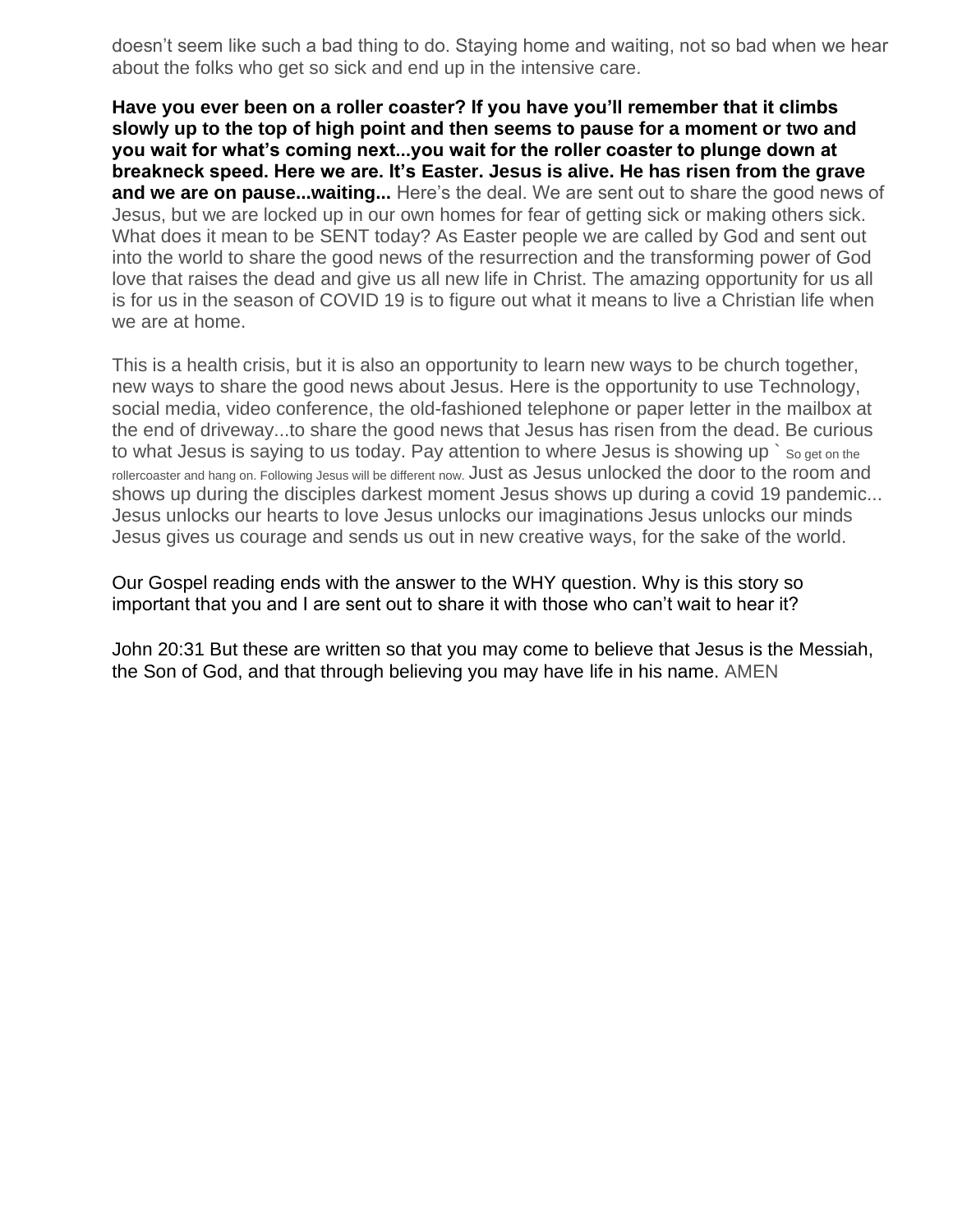doesn't seem like such a bad thing to do. Staying home and waiting, not so bad when we hear about the folks who get so sick and end up in the intensive care.

**Have you ever been on a roller coaster? If you have you'll remember that it climbs slowly up to the top of high point and then seems to pause for a moment or two and you wait for what's coming next...you wait for the roller coaster to plunge down at breakneck speed. Here we are. It's Easter. Jesus is alive. He has risen from the grave and we are on pause...waiting...** Here's the deal. We are sent out to share the good news of Jesus, but we are locked up in our own homes for fear of getting sick or making others sick. What does it mean to be SENT today? As Easter people we are called by God and sent out into the world to share the good news of the resurrection and the transforming power of God love that raises the dead and give us all new life in Christ. The amazing opportunity for us all is for us in the season of COVID 19 is to figure out what it means to live a Christian life when we are at home.

This is a health crisis, but it is also an opportunity to learn new ways to be church together, new ways to share the good news about Jesus. Here is the opportunity to use Technology, social media, video conference, the old-fashioned telephone or paper letter in the mailbox at the end of driveway...to share the good news that Jesus has risen from the dead. Be curious to what Jesus is saying to us today. Pay attention to where Jesus is showing up ` So get on the rollercoaster and hang on. Following Jesus will be different now. Just as Jesus unlocked the door to the room and shows up during the disciples darkest moment Jesus shows up during a covid 19 pandemic... Jesus unlocks our hearts to love Jesus unlocks our imaginations Jesus unlocks our minds Jesus gives us courage and sends us out in new creative ways, for the sake of the world.

Our Gospel reading ends with the answer to the WHY question. Why is this story so important that you and I are sent out to share it with those who can't wait to hear it?

John 20:31 But these are written so that you may come to believe that Jesus is the Messiah, the Son of God, and that through believing you may have life in his name. AMEN